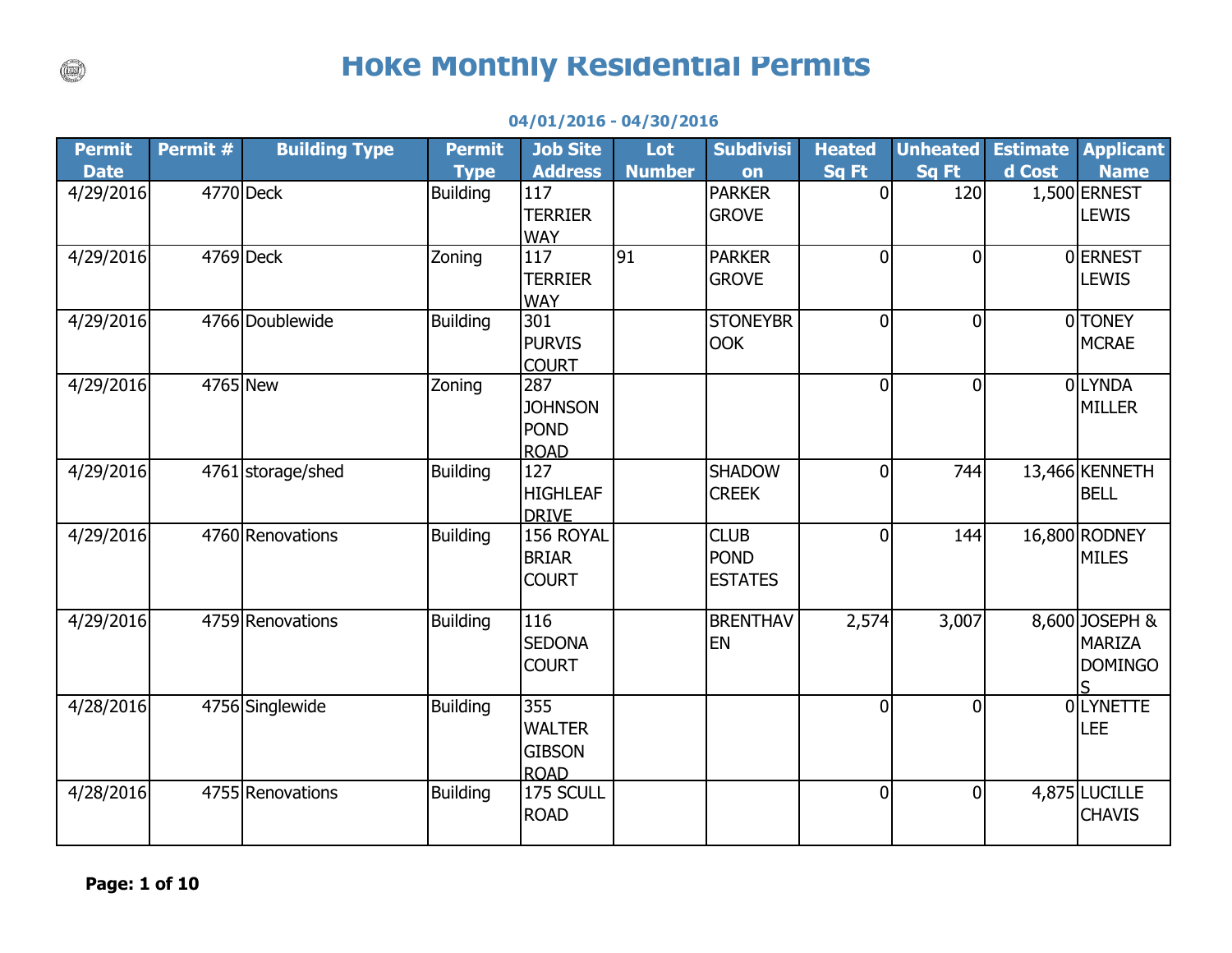# Hoke Monthly Residential Permits

**04/01/2016 - 04/30/2016**

| Permit Date | Permit # | Building Type | Permit Type | Job Site Address | Lot Number | Subdivision | Heated Sq Ft | Unheated Sq Ft | Estimated Cost | Applicant Name |
|---|---|---|---|---|---|---|---|---|---|---|
| 4/29/2016 | 4770 | Deck | Building | 117 TERRIER WAY | | PARKER GROVE | 0 | 120 | 1,500 | ERNEST LEWIS |
| 4/29/2016 | 4769 | Deck | Zoning | 117 TERRIER WAY | 91 | PARKER GROVE | 0 | 0 | 0 | ERNEST LEWIS |
| 4/29/2016 | 4766 | Doublewide | Building | 301 PURVIS COURT | | STONEYBROOK | 0 | 0 | 0 | TONEY MCRAE |
| 4/29/2016 | 4765 | New | Zoning | 287 JOHNSON POND ROAD | | | 0 | 0 | 0 | LYNDA MILLER |
| 4/29/2016 | 4761 | storage/shed | Building | 127 HIGHLEAF DRIVE | | SHADOW CREEK | 0 | 744 | 13,466 | KENNETH BELL |
| 4/29/2016 | 4760 | Renovations | Building | 156 ROYAL BRIAR COURT | | CLUB POND ESTATES | 0 | 144 | 16,800 | RODNEY MILES |
| 4/29/2016 | 4759 | Renovations | Building | 116 SEDONA COURT | | BRENTHAVEN | 2,574 | 3,007 | 8,600 | JOSEPH & MARIZA DOMINGOS |
| 4/28/2016 | 4756 | Singlewide | Building | 355 WALTER GIBSON ROAD | | | 0 | 0 | 0 | LYNETTE LEE |
| 4/28/2016 | 4755 | Renovations | Building | 175 SCULL ROAD | | | 0 | 0 | 4,875 | LUCILLE CHAVIS |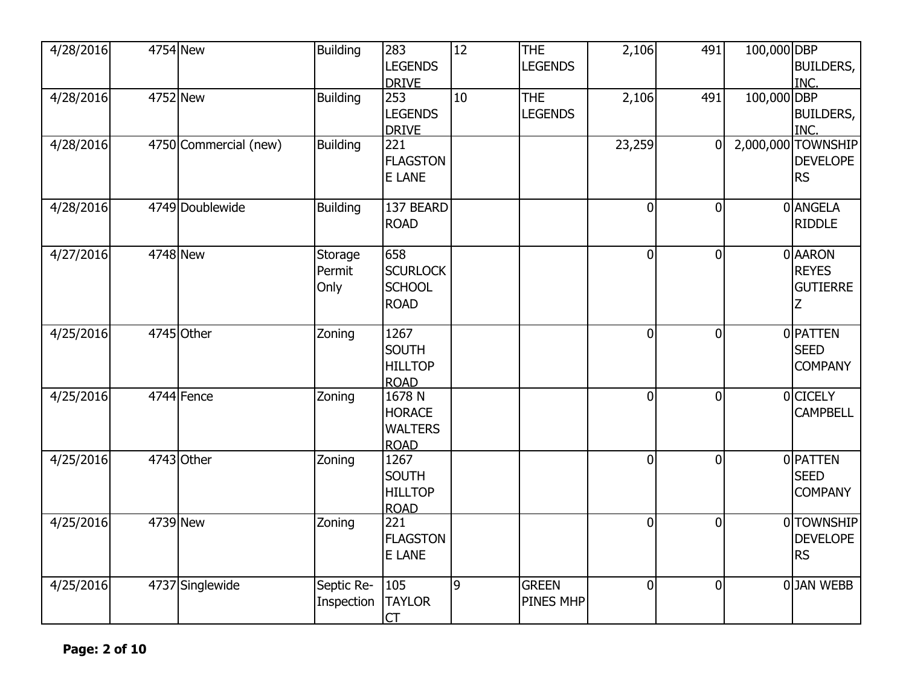| | | | | | | | | | | |
|---|---|---|---|---|---|---|---|---|---|---|
| 4/28/2016 | 4754 | New | Building | 283 LEGENDS DRIVE | 12 | THE LEGENDS | 2,106 | 491 | 100,000 | DBP BUILDERS, INC. |
| 4/28/2016 | 4752 | New | Building | 253 LEGENDS DRIVE | 10 | THE LEGENDS | 2,106 | 491 | 100,000 | DBP BUILDERS, INC. |
| 4/28/2016 | 4750 | Commercial (new) | Building | 221 FLAGSTONE LANE | | | 23,259 | 0 | 2,000,000 | TOWNSHIP DEVELOPERS |
| 4/28/2016 | 4749 | Doublewide | Building | 137 BEARD ROAD | | | 0 | 0 | 0 | ANGELA RIDDLE |
| 4/27/2016 | 4748 | New | Storage Permit Only | 658 SCURLOCK SCHOOL ROAD | | | 0 | 0 | 0 | AARON REYES GUTIERREZ |
| 4/25/2016 | 4745 | Other | Zoning | 1267 SOUTH HILLTOP ROAD | | | 0 | 0 | 0 | PATTEN SEED COMPANY |
| 4/25/2016 | 4744 | Fence | Zoning | 1678 N HORACE WALTERS ROAD | | | 0 | 0 | 0 | CICELY CAMPBELL |
| 4/25/2016 | 4743 | Other | Zoning | 1267 SOUTH HILLTOP ROAD | | | 0 | 0 | 0 | PATTEN SEED COMPANY |
| 4/25/2016 | 4739 | New | Zoning | 221 FLAGSTONE LANE | | | 0 | 0 | 0 | TOWNSHIP DEVELOPERS |
| 4/25/2016 | 4737 | Singlewide | Septic Re-Inspection | 105 TAYLOR CT | 9 | GREEN PINES MHP | 0 | 0 | 0 | JAN WEBB |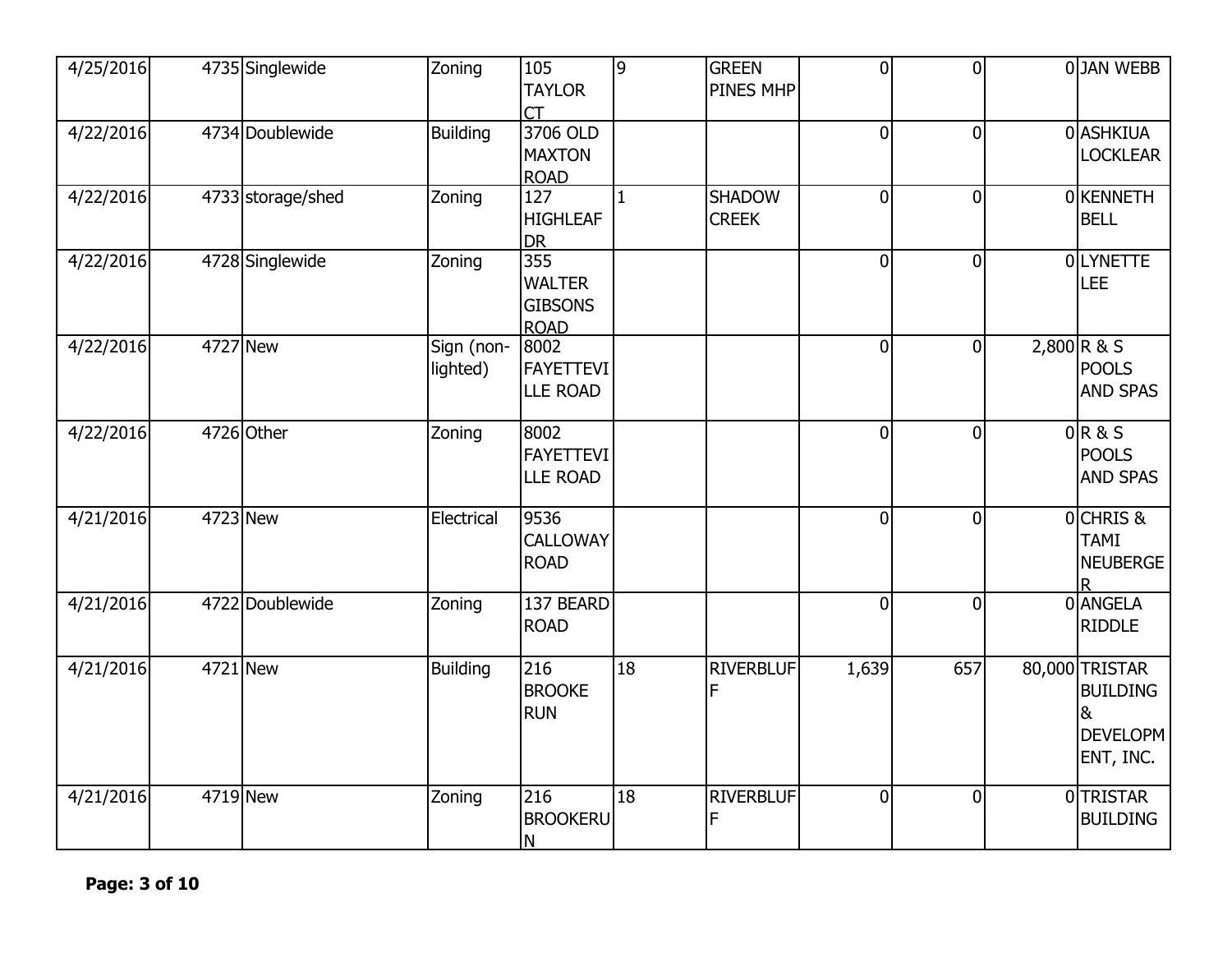| | | | | | | | | | | |
|---|---|---|---|---|---|---|---|---|---|---|
| 4/25/2016 | 4735 | Singlewide | Zoning | 105 TAYLOR CT | 9 | GREEN PINES MHP | 0 | 0 | 0 | JAN WEBB |
| 4/22/2016 | 4734 | Doublewide | Building | 3706 OLD MAXTON ROAD | | | 0 | 0 | 0 | ASHKIUA LOCKLEAR |
| 4/22/2016 | 4733 | storage/shed | Zoning | 127 HIGHLEAF DR | 1 | SHADOW CREEK | 0 | 0 | 0 | KENNETH BELL |
| 4/22/2016 | 4728 | Singlewide | Zoning | 355 WALTER GIBSONS ROAD | | | 0 | 0 | 0 | LYNETTE LEE |
| 4/22/2016 | 4727 | New | Sign (non-lighted) | 8002 FAYETTEVILLE ROAD | | | 0 | 0 | 2,800 | R & S POOLS AND SPAS |
| 4/22/2016 | 4726 | Other | Zoning | 8002 FAYETTEVILLE ROAD | | | 0 | 0 | 0 | R & S POOLS AND SPAS |
| 4/21/2016 | 4723 | New | Electrical | 9536 CALLOWAY ROAD | | | 0 | 0 | 0 | CHRIS & TAMI NEUBERGER |
| 4/21/2016 | 4722 | Doublewide | Zoning | 137 BEARD ROAD | | | 0 | 0 | 0 | ANGELA RIDDLE |
| 4/21/2016 | 4721 | New | Building | 216 BROOKE RUN | 18 | RIVERBLUFF | 1,639 | 657 | 80,000 | TRISTAR BUILDING & DEVELOPMENT, INC. |
| 4/21/2016 | 4719 | New | Zoning | 216 BROOKERUN | 18 | RIVERBLUFF | 0 | 0 | 0 | TRISTAR BUILDING |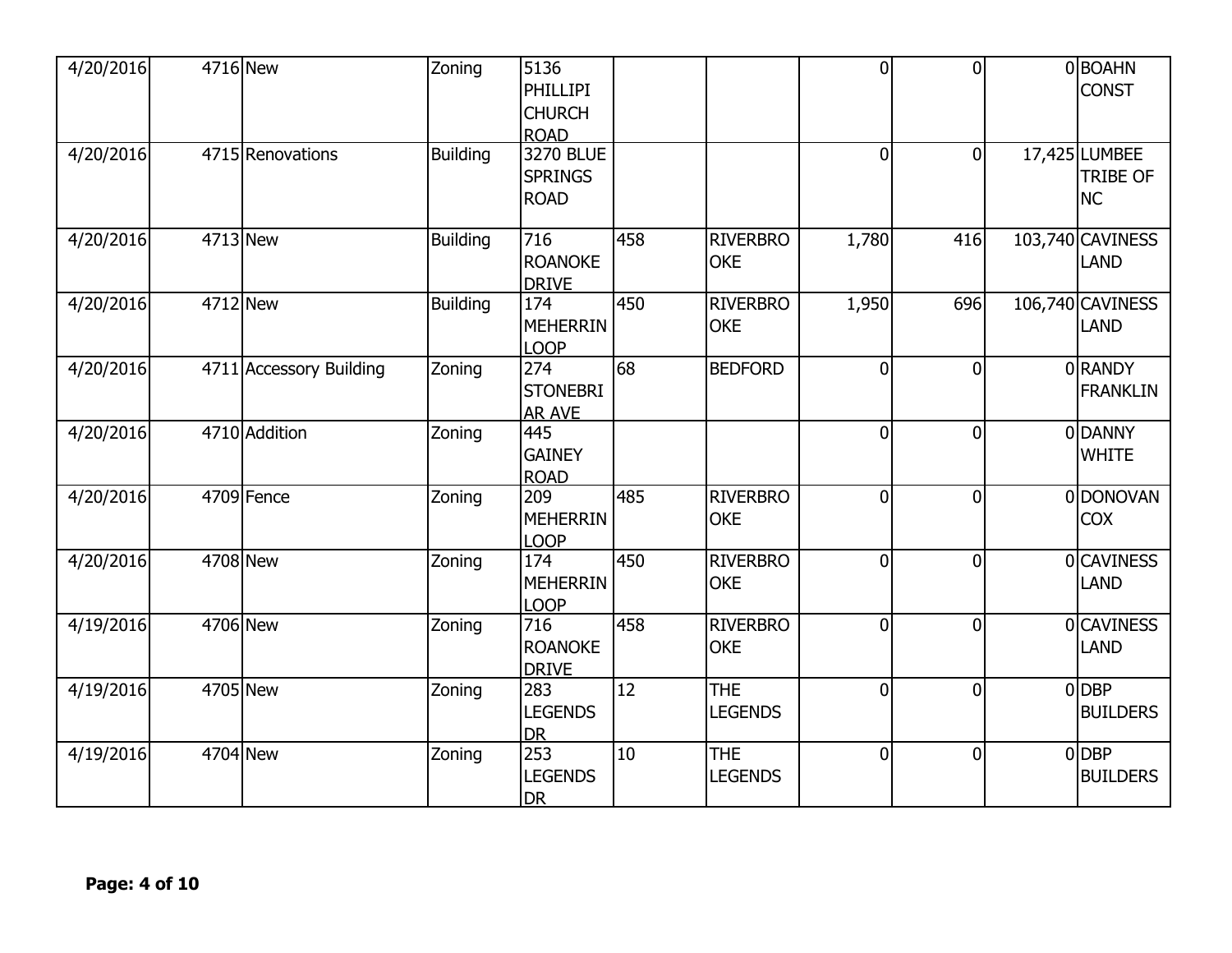| | | | | | | | | | | |
|---|---|---|---|---|---|---|---|---|---|---|
| 4/20/2016 | 4716 | New | Zoning | 5136 PHILLIPI CHURCH ROAD | | | 0 | 0 | 0 | BOAHN CONST |
| 4/20/2016 | 4715 | Renovations | Building | 3270 BLUE SPRINGS ROAD | | | 0 | 0 | 17,425 | LUMBEE TRIBE OF NC |
| 4/20/2016 | 4713 | New | Building | 716 ROANOKE DRIVE | 458 | RIVERBROOKE | 1,780 | 416 | 103,740 | CAVINESS LAND |
| 4/20/2016 | 4712 | New | Building | 174 MEHERRIN LOOP | 450 | RIVERBROOKE | 1,950 | 696 | 106,740 | CAVINESS LAND |
| 4/20/2016 | 4711 | Accessory Building | Zoning | 274 STONEBRIAR AVE | 68 | BEDFORD | 0 | 0 | 0 | RANDY FRANKLIN |
| 4/20/2016 | 4710 | Addition | Zoning | 445 GAINEY ROAD | | | 0 | 0 | 0 | DANNY WHITE |
| 4/20/2016 | 4709 | Fence | Zoning | 209 MEHERRIN LOOP | 485 | RIVERBROOKE | 0 | 0 | 0 | DONOVAN COX |
| 4/20/2016 | 4708 | New | Zoning | 174 MEHERRIN LOOP | 450 | RIVERBROOKE | 0 | 0 | 0 | CAVINESS LAND |
| 4/19/2016 | 4706 | New | Zoning | 716 ROANOKE DRIVE | 458 | RIVERBROOKE | 0 | 0 | 0 | CAVINESS LAND |
| 4/19/2016 | 4705 | New | Zoning | 283 LEGENDS DR | 12 | THE LEGENDS | 0 | 0 | 0 | DBP BUILDERS |
| 4/19/2016 | 4704 | New | Zoning | 253 LEGENDS DR | 10 | THE LEGENDS | 0 | 0 | 0 | DBP BUILDERS |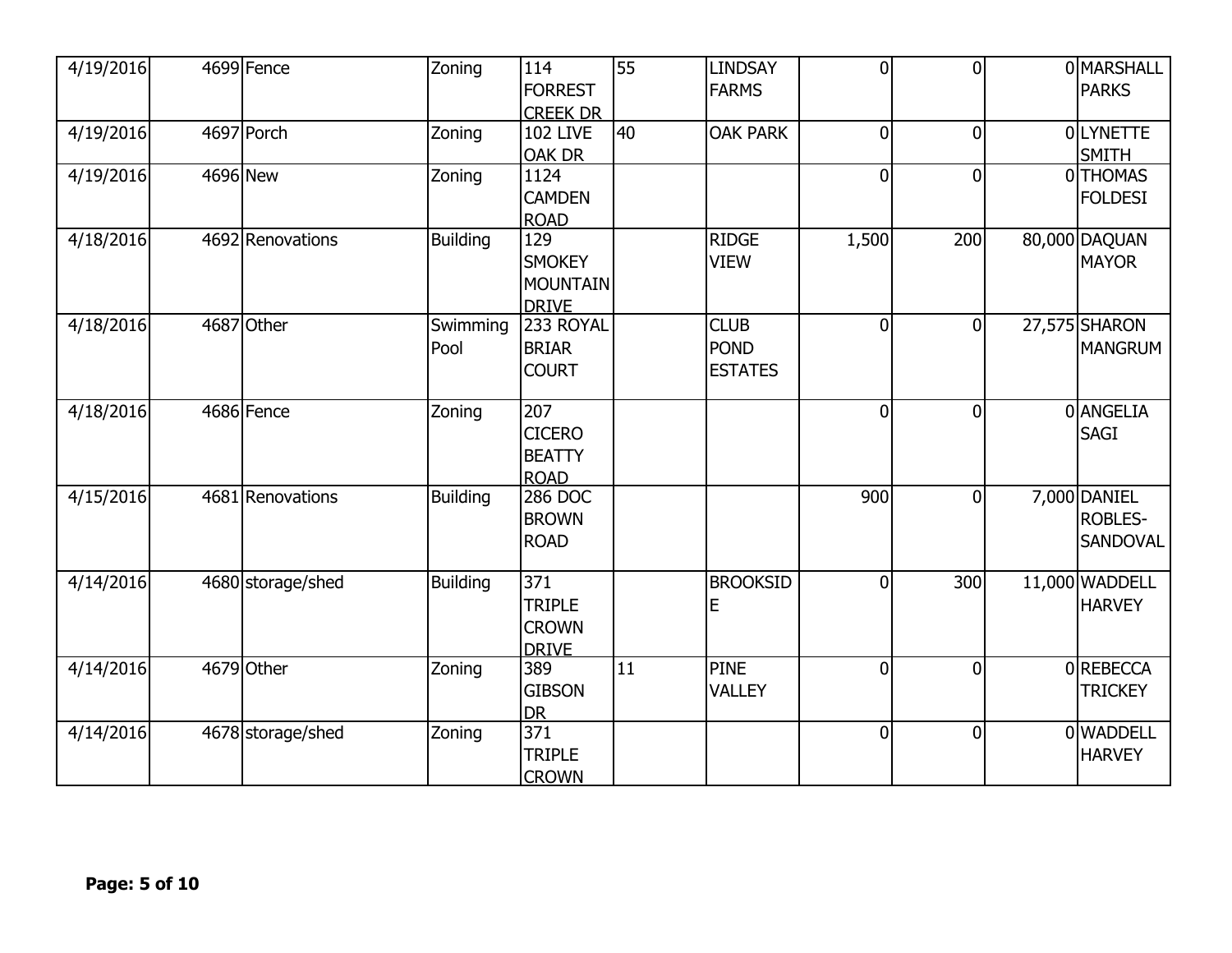| | | | | | | | | | | |
|---|---|---|---|---|---|---|---|---|---|---|
| 4/19/2016 | 4699 | Fence | Zoning | 114 FORREST CREEK DR | 55 | LINDSAY FARMS | 0 | 0 | 0 | MARSHALL PARKS |
| 4/19/2016 | 4697 | Porch | Zoning | 102 LIVE OAK DR | 40 | OAK PARK | 0 | 0 | 0 | LYNETTE SMITH |
| 4/19/2016 | 4696 | New | Zoning | 1124 CAMDEN ROAD | | | 0 | 0 | 0 | THOMAS FOLDESI |
| 4/18/2016 | 4692 | Renovations | Building | 129 SMOKEY MOUNTAIN DRIVE | | RIDGE VIEW | 1,500 | 200 | 80,000 | DAQUAN MAYOR |
| 4/18/2016 | 4687 | Other | Swimming Pool | 233 ROYAL BRIAR COURT | | CLUB POND ESTATES | 0 | 0 | 27,575 | SHARON MANGRUM |
| 4/18/2016 | 4686 | Fence | Zoning | 207 CICERO BEATTY ROAD | | | 0 | 0 | 0 | ANGELIA SAGI |
| 4/15/2016 | 4681 | Renovations | Building | 286 DOC BROWN ROAD | | | 900 | 0 | 7,000 | DANIEL ROBLES-SANDOVAL |
| 4/14/2016 | 4680 | storage/shed | Building | 371 TRIPLE CROWN DRIVE | | BROOKSIDE | 0 | 300 | 11,000 | WADDELL HARVEY |
| 4/14/2016 | 4679 | Other | Zoning | 389 GIBSON DR | 11 | PINE VALLEY | 0 | 0 | 0 | REBECCA TRICKEY |
| 4/14/2016 | 4678 | storage/shed | Zoning | 371 TRIPLE CROWN | | | 0 | 0 | 0 | WADDELL HARVEY |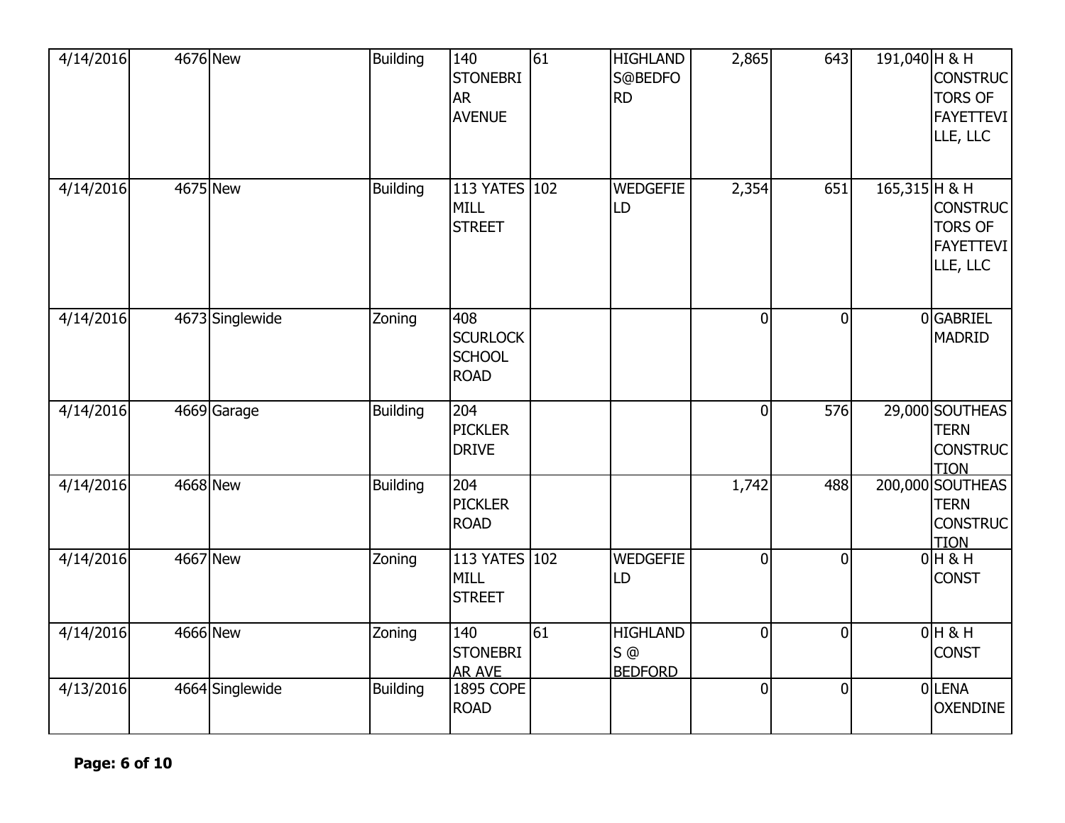| | | | | | | | | | | |
|---|---|---|---|---|---|---|---|---|---|---|
| 4/14/2016 | 4676 | New | Building | 140 STONEBRIAR AVENUE | 61 | HIGHLANDS@BEDFORD | 2,865 | 643 | 191,040 | H & H CONSTRUCTORS OF FAYETTEVILLE, LLC |
| 4/14/2016 | 4675 | New | Building | 113 YATES MILL STREET | 102 | WEDGEFIELD | 2,354 | 651 | 165,315 | H & H CONSTRUCTORS OF FAYETTEVILLE, LLC |
| 4/14/2016 | 4673 | Singlewide | Zoning | 408 SCURLOCK SCHOOL ROAD | | | 0 | 0 | 0 | GABRIEL MADRID |
| 4/14/2016 | 4669 | Garage | Building | 204 PICKLER DRIVE | | | 0 | 576 | 29,000 | SOUTHEASTERN CONSTRUCTION |
| 4/14/2016 | 4668 | New | Building | 204 PICKLER ROAD | | | 1,742 | 488 | 200,000 | SOUTHEASTERN CONSTRUCTION |
| 4/14/2016 | 4667 | New | Zoning | 113 YATES MILL STREET | 102 | WEDGEFIELD | 0 | 0 | 0 | H & H CONST |
| 4/14/2016 | 4666 | New | Zoning | 140 STONEBRIAR AVE | 61 | HIGHLANDS @ BEDFORD | 0 | 0 | 0 | H & H CONST |
| 4/13/2016 | 4664 | Singlewide | Building | 1895 COPE ROAD | | | 0 | 0 | 0 | LENA OXENDINE |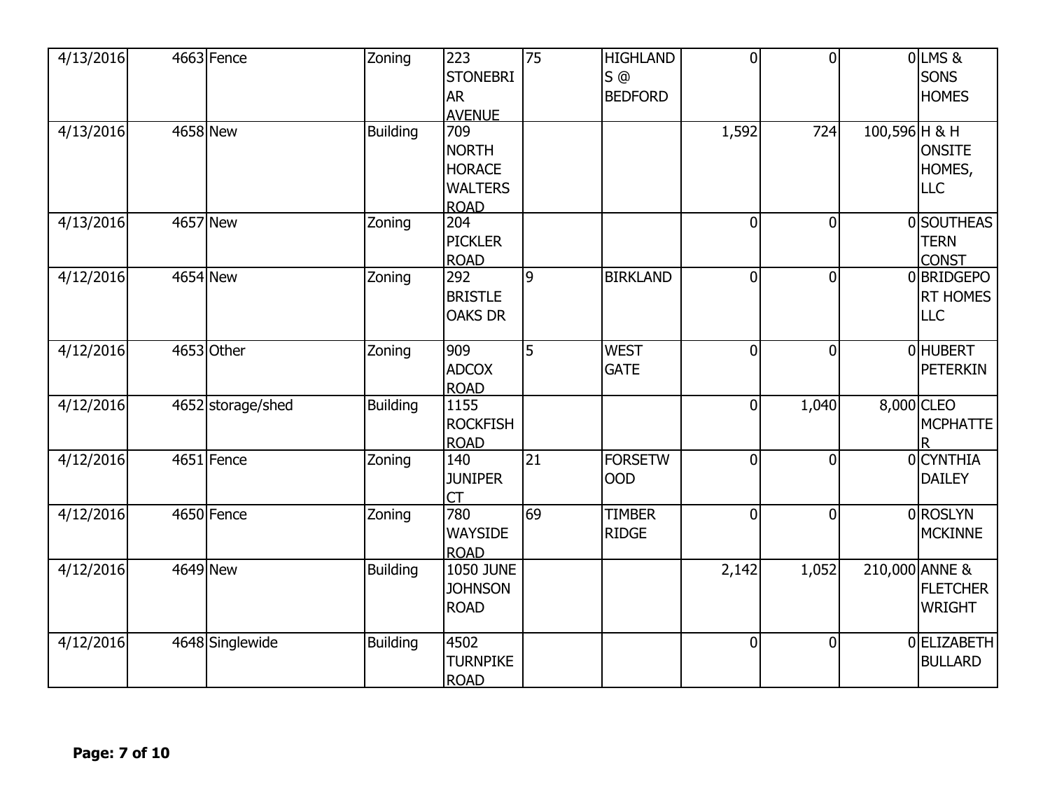| | | | | | | | | | | |
|---|---|---|---|---|---|---|---|---|---|---|
| 4/13/2016 | 4663 | Fence | Zoning | 223 STONEBRIAR AVENUE | 75 | HIGHLANDS @ BEDFORD | 0 | 0 | 0 | LMS & SONS HOMES |
| 4/13/2016 | 4658 | New | Building | 709 NORTH HORACE WALTERS ROAD | | | 1,592 | 724 | 100,596 | H & H ONSITE HOMES, LLC |
| 4/13/2016 | 4657 | New | Zoning | 204 PICKLER ROAD | | | 0 | 0 | 0 | SOUTHEASTERN CONST |
| 4/12/2016 | 4654 | New | Zoning | 292 BRISTLE OAKS DR | 9 | BIRKLAND | 0 | 0 | 0 | BRIDGEPORT HOMES LLC |
| 4/12/2016 | 4653 | Other | Zoning | 909 ADCOX ROAD | 5 | WEST GATE | 0 | 0 | 0 | HUBERT PETERKIN |
| 4/12/2016 | 4652 | storage/shed | Building | 1155 ROCKFISH ROAD | | | 0 | 1,040 | 8,000 | CLEO MCPHATTER |
| 4/12/2016 | 4651 | Fence | Zoning | 140 JUNIPER CT | 21 | FORSETWOOD | 0 | 0 | 0 | CYNTHIA DAILEY |
| 4/12/2016 | 4650 | Fence | Zoning | 780 WAYSIDE ROAD | 69 | TIMBER RIDGE | 0 | 0 | 0 | ROSLYN MCKINNE |
| 4/12/2016 | 4649 | New | Building | 1050 JUNE JOHNSON ROAD | | | 2,142 | 1,052 | 210,000 | ANNE & FLETCHER WRIGHT |
| 4/12/2016 | 4648 | Singlewide | Building | 4502 TURNPIKE ROAD | | | 0 | 0 | 0 | ELIZABETH BULLARD |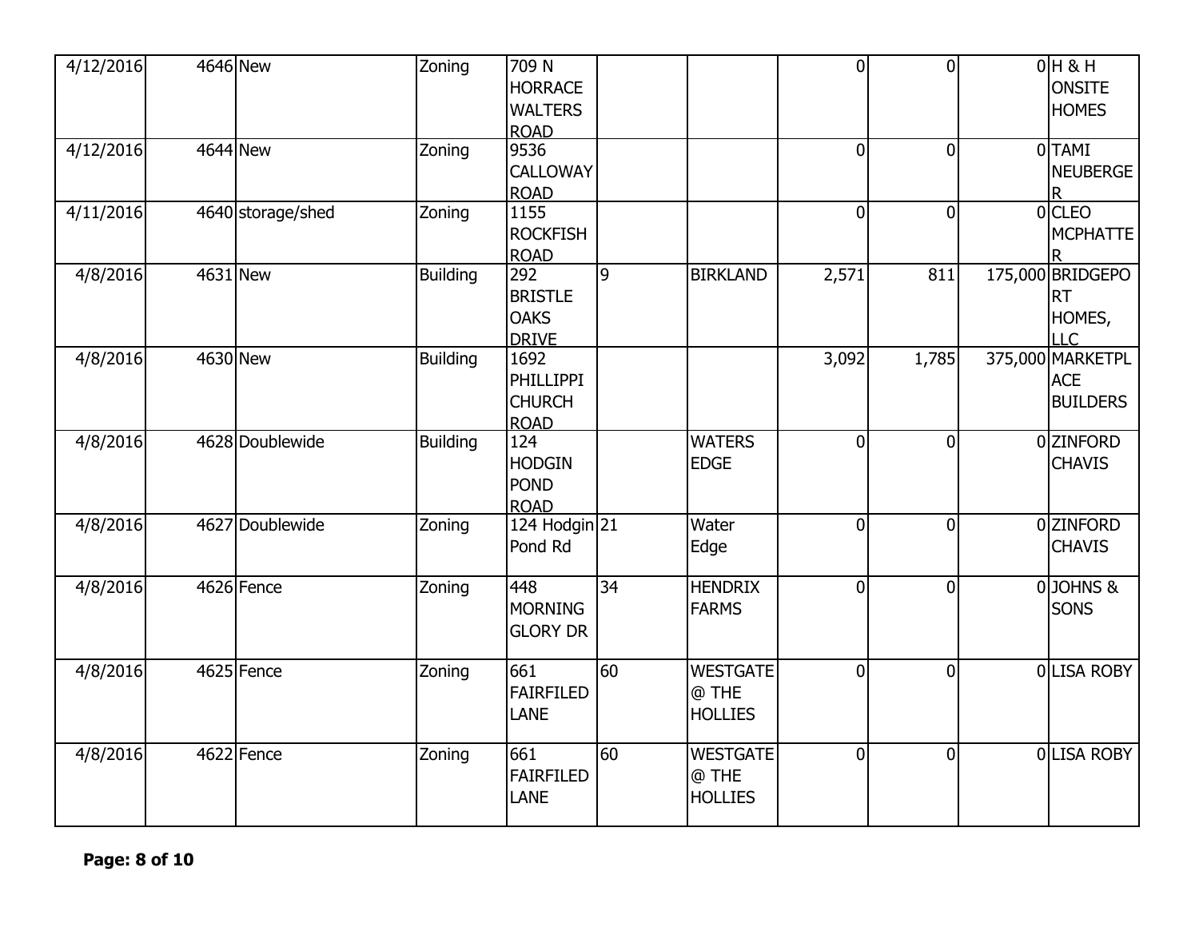| | | | | | | | | | | |
|---|---|---|---|---|---|---|---|---|---|---|
| 4/12/2016 | 4646 | New | Zoning | 709 N HORRACE WALTERS ROAD | | | 0 | 0 | 0 | H & H ONSITE HOMES |
| 4/12/2016 | 4644 | New | Zoning | 9536 CALLOWAY ROAD | | | 0 | 0 | 0 | TAMI NEUBERGER |
| 4/11/2016 | 4640 | storage/shed | Zoning | 1155 ROCKFISH ROAD | | | 0 | 0 | 0 | CLEO MCPHATTER |
| 4/8/2016 | 4631 | New | Building | 292 BRISTLE OAKS DRIVE | 9 | BIRKLAND | 2,571 | 811 | 175,000 | BRIDGEPORT HOMES, LLC |
| 4/8/2016 | 4630 | New | Building | 1692 PHILLIPPI CHURCH ROAD | | | 3,092 | 1,785 | 375,000 | MARKETPLACE BUILDERS |
| 4/8/2016 | 4628 | Doublewide | Building | 124 HODGIN POND ROAD | | WATERS EDGE | 0 | 0 | 0 | ZINFORD CHAVIS |
| 4/8/2016 | 4627 | Doublewide | Zoning | 124 Hodgin Pond Rd | 21 | Water Edge | 0 | 0 | 0 | ZINFORD CHAVIS |
| 4/8/2016 | 4626 | Fence | Zoning | 448 MORNING GLORY DR | 34 | HENDRIX FARMS | 0 | 0 | 0 | JOHNS & SONS |
| 4/8/2016 | 4625 | Fence | Zoning | 661 FAIRFILED LANE | 60 | WESTGATE @ THE HOLLIES | 0 | 0 | 0 | LISA ROBY |
| 4/8/2016 | 4622 | Fence | Zoning | 661 FAIRFILED LANE | 60 | WESTGATE @ THE HOLLIES | 0 | 0 | 0 | LISA ROBY |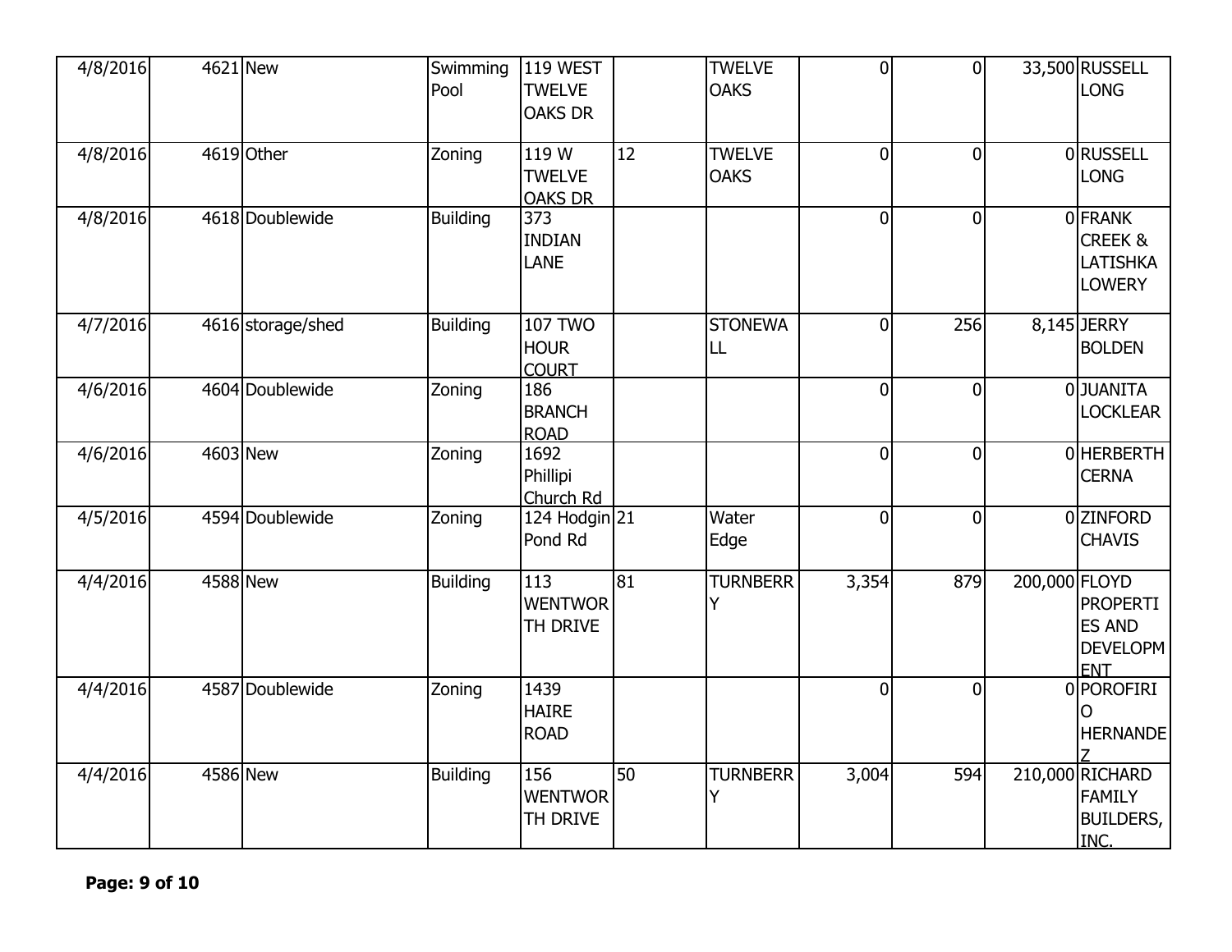| | | | | | | | | | | |
|---|---|---|---|---|---|---|---|---|---|---|
| 4/8/2016 | 4621 | New | Swimming Pool | 119 WEST TWELVE OAKS DR | | TWELVE OAKS | 0 | 0 | 33,500 | RUSSELL LONG |
| 4/8/2016 | 4619 | Other | Zoning | 119 W TWELVE OAKS DR | 12 | TWELVE OAKS | 0 | 0 | 0 | RUSSELL LONG |
| 4/8/2016 | 4618 | Doublewide | Building | 373 INDIAN LANE | | | 0 | 0 | 0 | FRANK CREEK & LATISHKA LOWERY |
| 4/7/2016 | 4616 | storage/shed | Building | 107 TWO HOUR COURT | | STONEWALL | 0 | 256 | 8,145 | JERRY BOLDEN |
| 4/6/2016 | 4604 | Doublewide | Zoning | 186 BRANCH ROAD | | | 0 | 0 | 0 | JUANITA LOCKLEAR |
| 4/6/2016 | 4603 | New | Zoning | 1692 Phillipi Church Rd | | | 0 | 0 | 0 | HERBERTH CERNA |
| 4/5/2016 | 4594 | Doublewide | Zoning | 124 Hodgin Pond Rd | 21 | Water Edge | 0 | 0 | 0 | ZINFORD CHAVIS |
| 4/4/2016 | 4588 | New | Building | 113 WENTWORTH DRIVE | 81 | TURNBERRY | 3,354 | 879 | 200,000 | FLOYD PROPERTIES AND DEVELOPMENT |
| 4/4/2016 | 4587 | Doublewide | Zoning | 1439 HAIRE ROAD | | | 0 | 0 | 0 | POROFIRIO HERNANDEZ |
| 4/4/2016 | 4586 | New | Building | 156 WENTWORTH DRIVE | 50 | TURNBERRY | 3,004 | 594 | 210,000 | RICHARD FAMILY BUILDERS, INC. |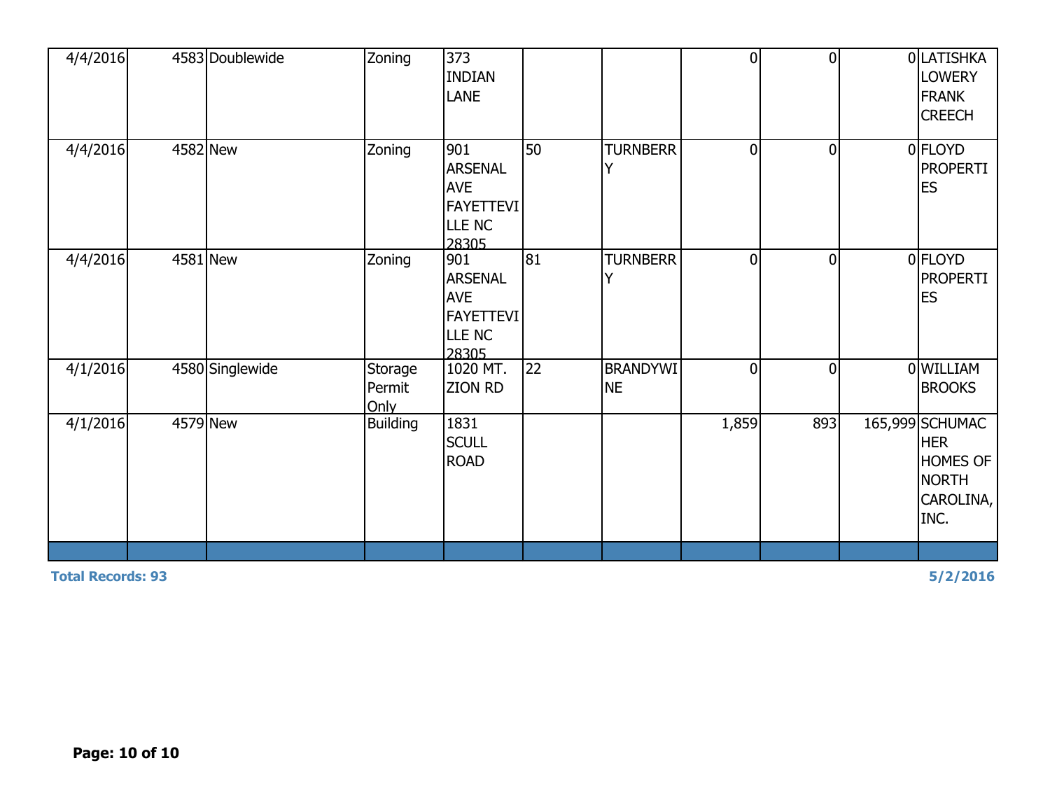| | | | | | | | | | | |
|---|---|---|---|---|---|---|---|---|---|---|
| 4/4/2016 | 4583 | Doublewide | Zoning | 373 INDIAN LANE | | | 0 | 0 | 0 | LATISHKA LOWERY FRANK CREECH |
| 4/4/2016 | 4582 | New | Zoning | 901 ARSENAL AVE FAYETTEVILLE NC 28305 | 50 | TURNBERRY | 0 | 0 | 0 | FLOYD PROPERTIES |
| 4/4/2016 | 4581 | New | Zoning | 901 ARSENAL AVE FAYETTEVILLE NC 28305 | 81 | TURNBERRY | 0 | 0 | 0 | FLOYD PROPERTIES |
| 4/1/2016 | 4580 | Singlewide | Storage Permit Only | 1020 MT. ZION RD | 22 | BRANDYWINE | 0 | 0 | 0 | WILLIAM BROOKS |
| 4/1/2016 | 4579 | New | Building | 1831 SCULL ROAD | | | 1,859 | 893 | 165,999 | SCHUMACHER HOMES OF NORTH CAROLINA, INC. |
| | | | | | | | | | | |

**Total Records: 93**

**5/2/2016**